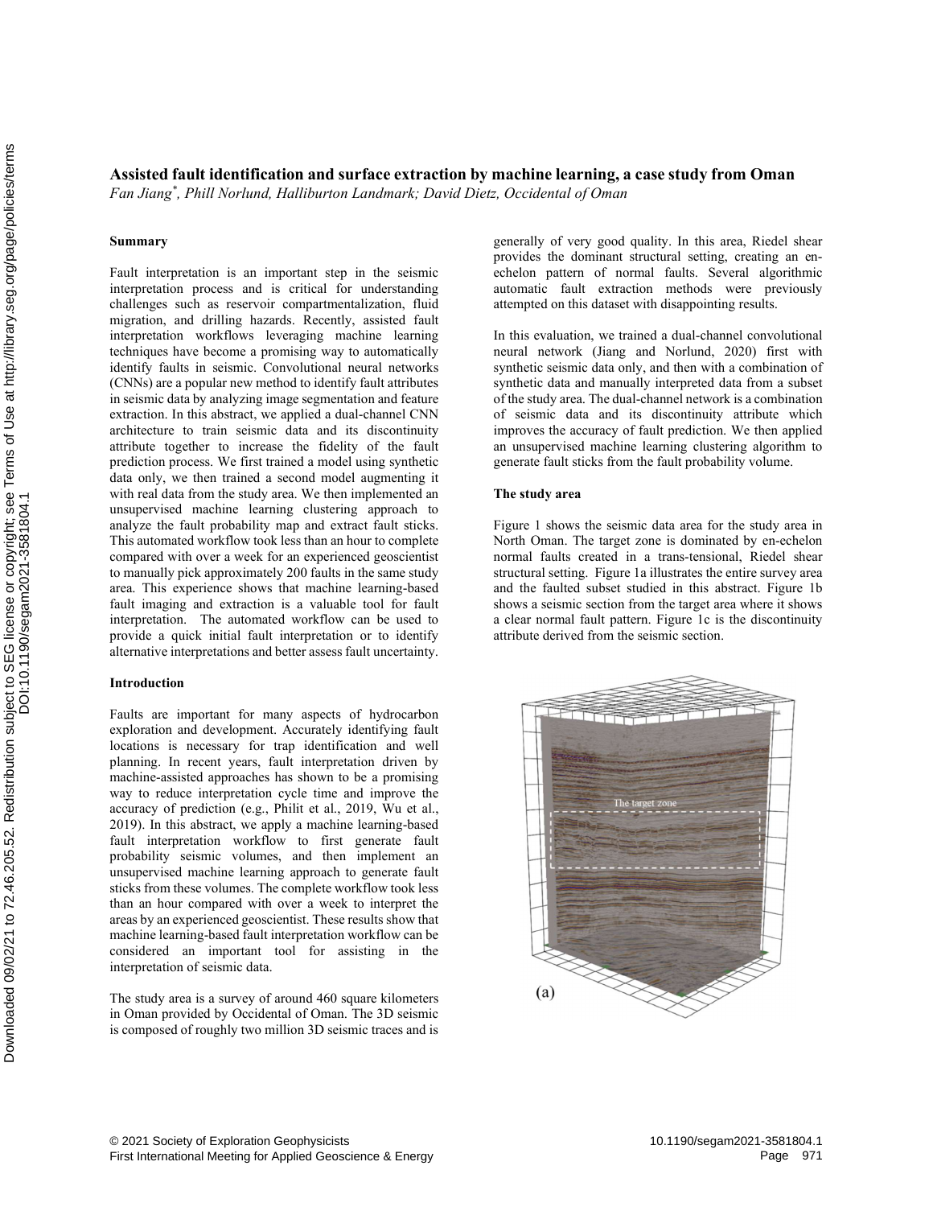# Assisted fault identification and surface extraction by machine learning, a case study from Oman

*Fan Jiang[*], Phill Norlund, Halliburton Landmark; David Dietz, Occidental of Oman*

## Summary

Fault interpretation is an important step in the seismic interpretation process and is critical for understanding challenges such as reservoir compartmentalization, fluid migration, and drilling hazards. Recently, assisted fault interpretation workflows leveraging machine learning techniques have become a promising way to automatically identify faults in seismic. Convolutional neural networks (CNNs) are a popular new method to identify fault attributes in seismic data by analyzing image segmentation and feature extraction. In this abstract, we applied a dual-channel CNN architecture to train seismic data and its discontinuity attribute together to increase the fidelity of the fault prediction process. We first trained a model using synthetic data only, we then trained a second model augmenting it with real data from the study area. We then implemented an unsupervised machine learning clustering approach to analyze the fault probability map and extract fault sticks. This automated workflow took less than an hour to complete compared with over a week for an experienced geoscientist to manually pick approximately 200 faults in the same study area. This experience shows that machine learning-based fault imaging and extraction is a valuable tool for fault interpretation. The automated workflow can be used to provide a quick initial fault interpretation or to identify alternative interpretations and better assess fault uncertainty.

## Introduction

Faults are important for many aspects of hydrocarbon exploration and development. Accurately identifying fault locations is necessary for trap identification and well planning. In recent years, fault interpretation driven by machine-assisted approaches has shown to be a promising way to reduce interpretation cycle time and improve the accuracy of prediction (e.g., Philit et al., 2019, Wu et al., 2019). In this abstract, we apply a machine learning-based fault interpretation workflow to first generate fault probability seismic volumes, and then implement an unsupervised machine learning approach to generate fault sticks from these volumes. The complete workflow took less than an hour compared with over a week to interpret the areas by an experienced geoscientist. These results show that machine learning-based fault interpretation workflow can be considered an important tool for assisting in the interpretation of seismic data.

The study area is a survey of around 460 square kilometers in Oman provided by Occidental of Oman. The 3D seismic is composed of roughly two million 3D seismic traces and is generally of very good quality. In this area, Riedel shear provides the dominant structural setting, creating an en-echelon pattern of normal faults. Several algorithmic automatic fault extraction methods were previously attempted on this dataset with disappointing results.

In this evaluation, we trained a dual-channel convolutional neural network (Jiang and Norlund, 2020) first with synthetic seismic data only, and then with a combination of synthetic data and manually interpreted data from a subset of the study area. The dual-channel network is a combination of seismic data and its discontinuity attribute which improves the accuracy of fault prediction. We then applied an unsupervised machine learning clustering algorithm to generate fault sticks from the fault probability volume.

## The study area

Figure 1 shows the seismic data area for the study area in North Oman. The target zone is dominated by en-echelon normal faults created in a trans-tensional, Riedel shear structural setting. Figure 1a illustrates the entire survey area and the faulted subset studied in this abstract. Figure 1b shows a seismic section from the target area where it shows a clear normal fault pattern. Figure 1c is the discontinuity attribute derived from the seismic section.

The target zone

(a)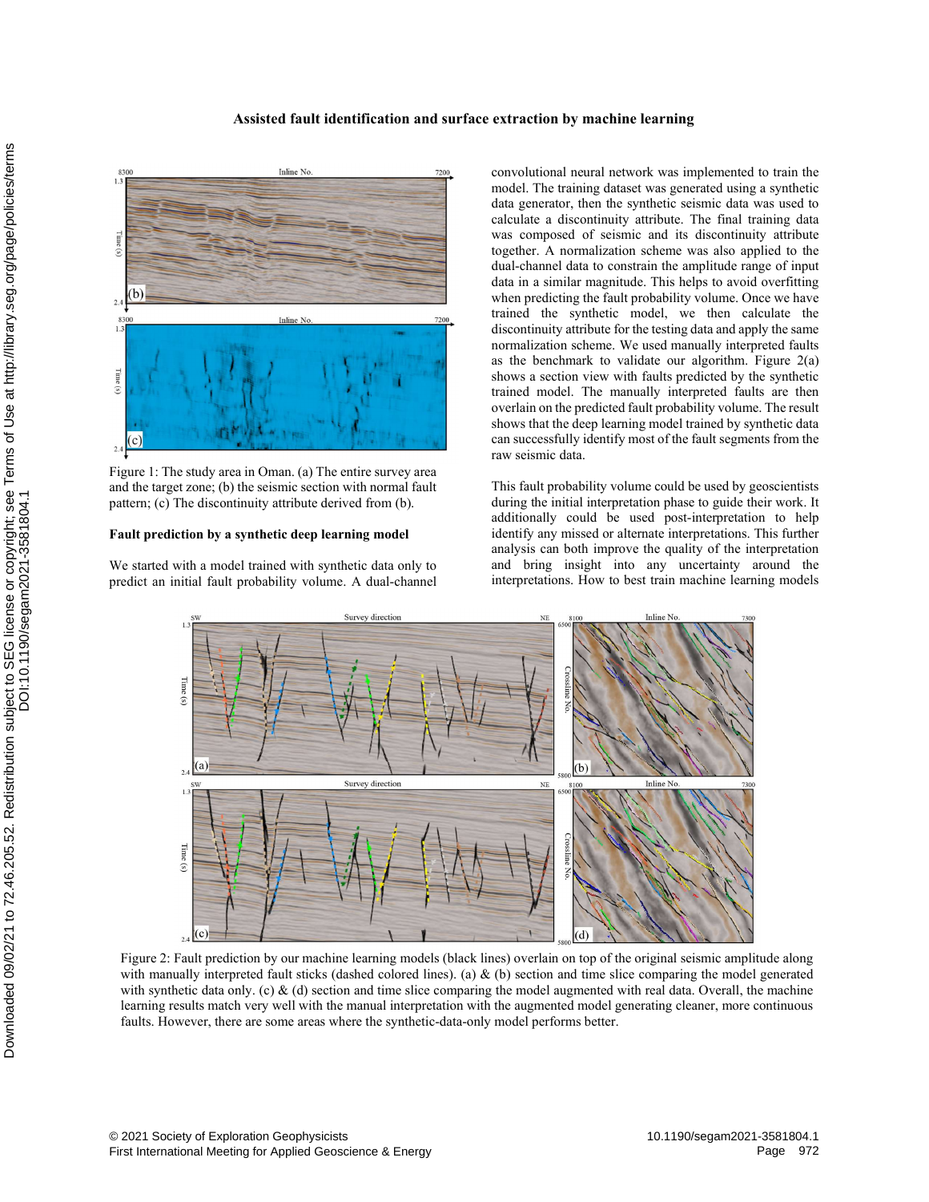Figure 1: The study area in Oman. (a) The entire survey area and the target zone; (b) the seismic section with normal fault pattern; (c) The discontinuity attribute derived from (b).

### Fault prediction by a synthetic deep learning model

We started with a model trained with synthetic data only to predict an initial fault probability volume. A dual-channel convolutional neural network was implemented to train the model. The training dataset was generated using a synthetic data generator, then the synthetic seismic data was used to calculate a discontinuity attribute. The final training data was composed of seismic and its discontinuity attribute together. A normalization scheme was also applied to the dual-channel data to constrain the amplitude range of input data in a similar magnitude. This helps to avoid overfitting when predicting the fault probability volume. Once we have trained the synthetic model, we then calculate the discontinuity attribute for the testing data and apply the same normalization scheme. We used manually interpreted faults as the benchmark to validate our algorithm. Figure 2(a) shows a section view with faults predicted by the synthetic trained model. The manually interpreted faults are then overlain on the predicted fault probability volume. The result shows that the deep learning model trained by synthetic data can successfully identify most of the fault segments from the raw seismic data.

This fault probability volume could be used by geoscientists during the initial interpretation phase to guide their work. It additionally could be used post-interpretation to help identify any missed or alternate interpretations. This further analysis can both improve the quality of the interpretation and bring insight into any uncertainty around the interpretations. How to best train machine learning models

Figure 2: Fault prediction by our machine learning models (black lines) overlain on top of the original seismic amplitude along with manually interpreted fault sticks (dashed colored lines). (a) & (b) section and time slice comparing the model generated with synthetic data only. (c) & (d) section and time slice comparing the model augmented with real data. Overall, the machine learning results match very well with the manual interpretation with the augmented model generating cleaner, more continuous faults. However, there are some areas where the synthetic-data-only model performs better.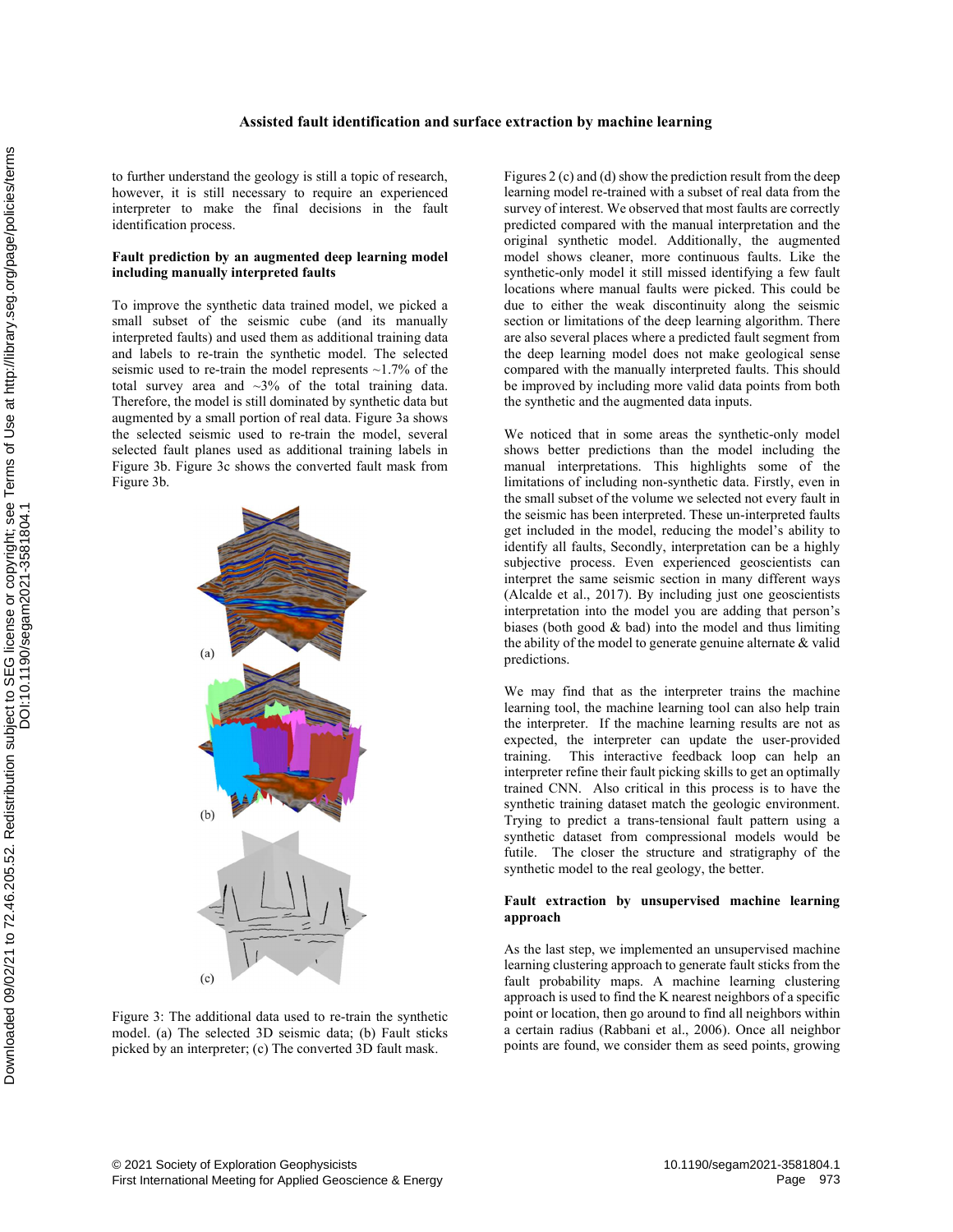to further understand the geology is still a topic of research, however, it is still necessary to require an experienced interpreter to make the final decisions in the fault identification process.

**Fault prediction by an augmented deep learning model including manually interpreted faults**

To improve the synthetic data trained model, we picked a small subset of the seismic cube (and its manually interpreted faults) and used them as additional training data and labels to re-train the synthetic model. The selected seismic used to re-train the model represents ~1.7% of the total survey area and ~3% of the total training data. Therefore, the model is still dominated by synthetic data but augmented by a small portion of real data. Figure 3a shows the selected seismic used to re-train the model, several selected fault planes used as additional training labels in Figure 3b. Figure 3c shows the converted fault mask from Figure 3b.

Figure 3: The additional data used to re-train the synthetic model. (a) The selected 3D seismic data; (b) Fault sticks picked by an interpreter; (c) The converted 3D fault mask.

Figures 2 (c) and (d) show the prediction result from the deep learning model re-trained with a subset of real data from the survey of interest. We observed that most faults are correctly predicted compared with the manual interpretation and the original synthetic model. Additionally, the augmented model shows cleaner, more continuous faults. Like the synthetic-only model it still missed identifying a few fault locations where manual faults were picked. This could be due to either the weak discontinuity along the seismic section or limitations of the deep learning algorithm. There are also several places where a predicted fault segment from the deep learning model does not make geological sense compared with the manually interpreted faults. This should be improved by including more valid data points from both the synthetic and the augmented data inputs.

We noticed that in some areas the synthetic-only model shows better predictions than the model including the manual interpretations. This highlights some of the limitations of including non-synthetic data. Firstly, even in the small subset of the volume we selected not every fault in the seismic has been interpreted. These un-interpreted faults get included in the model, reducing the model's ability to identify all faults, Secondly, interpretation can be a highly subjective process. Even experienced geoscientists can interpret the same seismic section in many different ways (Alcalde et al., 2017). By including just one geoscientists interpretation into the model you are adding that person's biases (both good & bad) into the model and thus limiting the ability of the model to generate genuine alternate & valid predictions.

We may find that as the interpreter trains the machine learning tool, the machine learning tool can also help train the interpreter. If the machine learning results are not as expected, the interpreter can update the user-provided training. This interactive feedback loop can help an interpreter refine their fault picking skills to get an optimally trained CNN. Also critical in this process is to have the synthetic training dataset match the geologic environment. Trying to predict a trans-tensional fault pattern using a synthetic dataset from compressional models would be futile. The closer the structure and stratigraphy of the synthetic model to the real geology, the better.

**Fault extraction by unsupervised machine learning approach**

As the last step, we implemented an unsupervised machine learning clustering approach to generate fault sticks from the fault probability maps. A machine learning clustering approach is used to find the K nearest neighbors of a specific point or location, then go around to find all neighbors within a certain radius (Rabbani et al., 2006). Once all neighbor points are found, we consider them as seed points, growing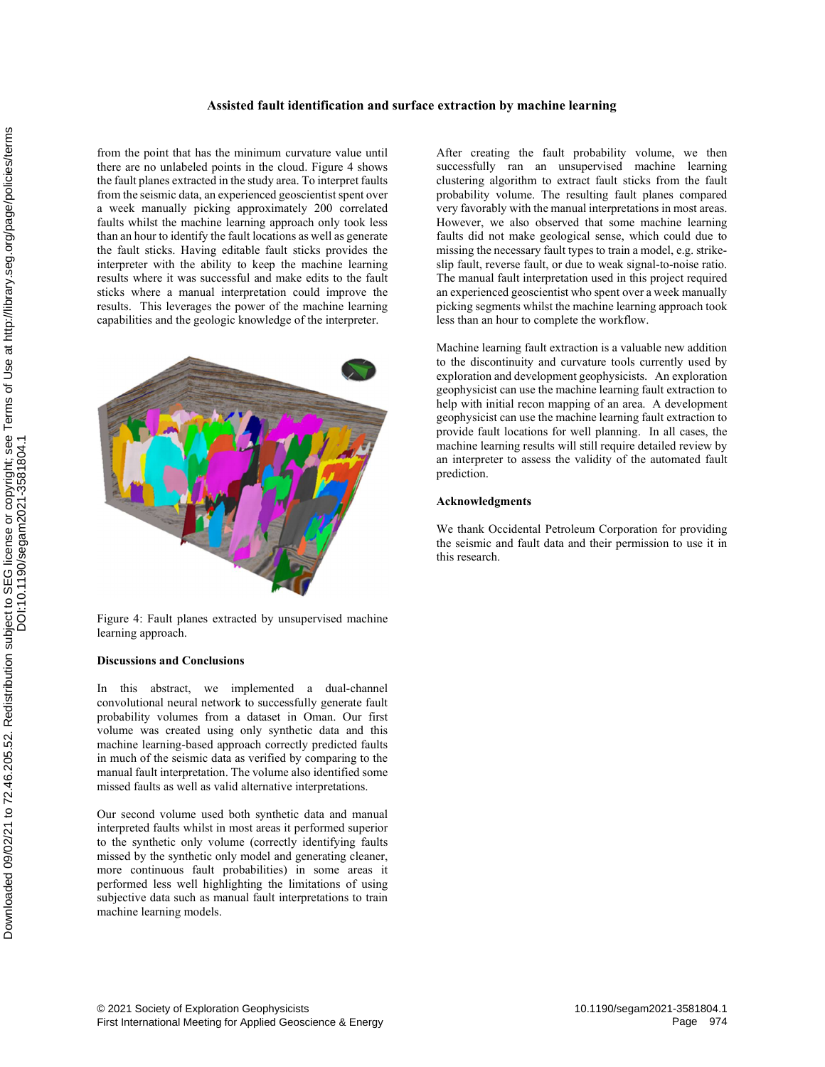from the point that has the minimum curvature value until there are no unlabeled points in the cloud. Figure 4 shows the fault planes extracted in the study area. To interpret faults from the seismic data, an experienced geoscientist spent over a week manually picking approximately 200 correlated faults whilst the machine learning approach only took less than an hour to identify the fault locations as well as generate the fault sticks. Having editable fault sticks provides the interpreter with the ability to keep the machine learning results where it was successful and make edits to the fault sticks where a manual interpretation could improve the results. This leverages the power of the machine learning capabilities and the geologic knowledge of the interpreter.

Figure 4: Fault planes extracted by unsupervised machine learning approach.

**Discussions and Conclusions**

In this abstract, we implemented a dual-channel convolutional neural network to successfully generate fault probability volumes from a dataset in Oman. Our first volume was created using only synthetic data and this machine learning-based approach correctly predicted faults in much of the seismic data as verified by comparing to the manual fault interpretation. The volume also identified some missed faults as well as valid alternative interpretations.

Our second volume used both synthetic data and manual interpreted faults whilst in most areas it performed superior to the synthetic only volume (correctly identifying faults missed by the synthetic only model and generating cleaner, more continuous fault probabilities) in some areas it performed less well highlighting the limitations of using subjective data such as manual fault interpretations to train machine learning models.

After creating the fault probability volume, we then successfully ran an unsupervised machine learning clustering algorithm to extract fault sticks from the fault probability volume. The resulting fault planes compared very favorably with the manual interpretations in most areas. However, we also observed that some machine learning faults did not make geological sense, which could due to missing the necessary fault types to train a model, e.g. strike-slip fault, reverse fault, or due to weak signal-to-noise ratio. The manual fault interpretation used in this project required an experienced geoscientist who spent over a week manually picking segments whilst the machine learning approach took less than an hour to complete the workflow.

Machine learning fault extraction is a valuable new addition to the discontinuity and curvature tools currently used by exploration and development geophysicists. An exploration geophysicist can use the machine learning fault extraction to help with initial recon mapping of an area. A development geophysicist can use the machine learning fault extraction to provide fault locations for well planning. In all cases, the machine learning results will still require detailed review by an interpreter to assess the validity of the automated fault prediction.

**Acknowledgments**

We thank Occidental Petroleum Corporation for providing the seismic and fault data and their permission to use it in this research.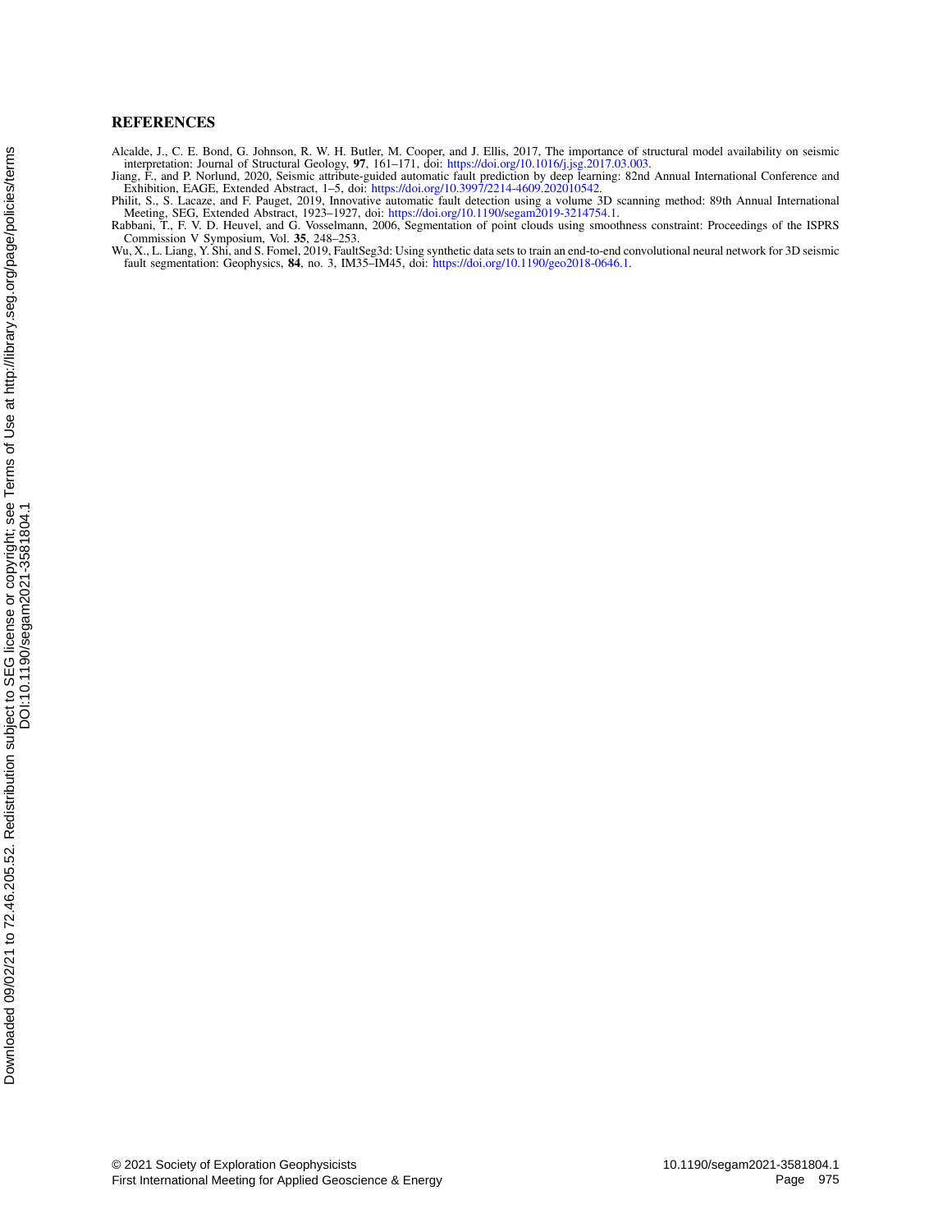# REFERENCES

Alcalde, J., C. E. Bond, G. Johnson, R. W. H. Butler, M. Cooper, and J. Ellis, 2017, The importance of structural model availability on seismic interpretation: Journal of Structural Geology, **97**, 161–171, doi: https://doi.org/10.1016/j.jsg.2017.03.003.

Jiang, F., and P. Norlund, 2020, Seismic attribute-guided automatic fault prediction by deep learning: 82nd Annual International Conference and Exhibition, EAGE, Extended Abstract, 1–5, doi: https://doi.org/10.3997/2214-4609.202010542.

Philit, S., S. Lacaze, and F. Pauget, 2019, Innovative automatic fault detection using a volume 3D scanning method: 89th Annual International Meeting, SEG, Extended Abstract, 1923–1927, doi: https://doi.org/10.1190/segam2019-3214754.1.

Rabbani, T., F. V. D. Heuvel, and G. Vosselmann, 2006, Segmentation of point clouds using smoothness constraint: Proceedings of the ISPRS Commission V Symposium, Vol. **35**, 248–253.

Wu, X., L. Liang, Y. Shi, and S. Fomel, 2019, FaultSeg3d: Using synthetic data sets to train an end-to-end convolutional neural network for 3D seismic fault segmentation: Geophysics, **84**, no. 3, IM35–IM45, doi: https://doi.org/10.1190/geo2018-0646.1.